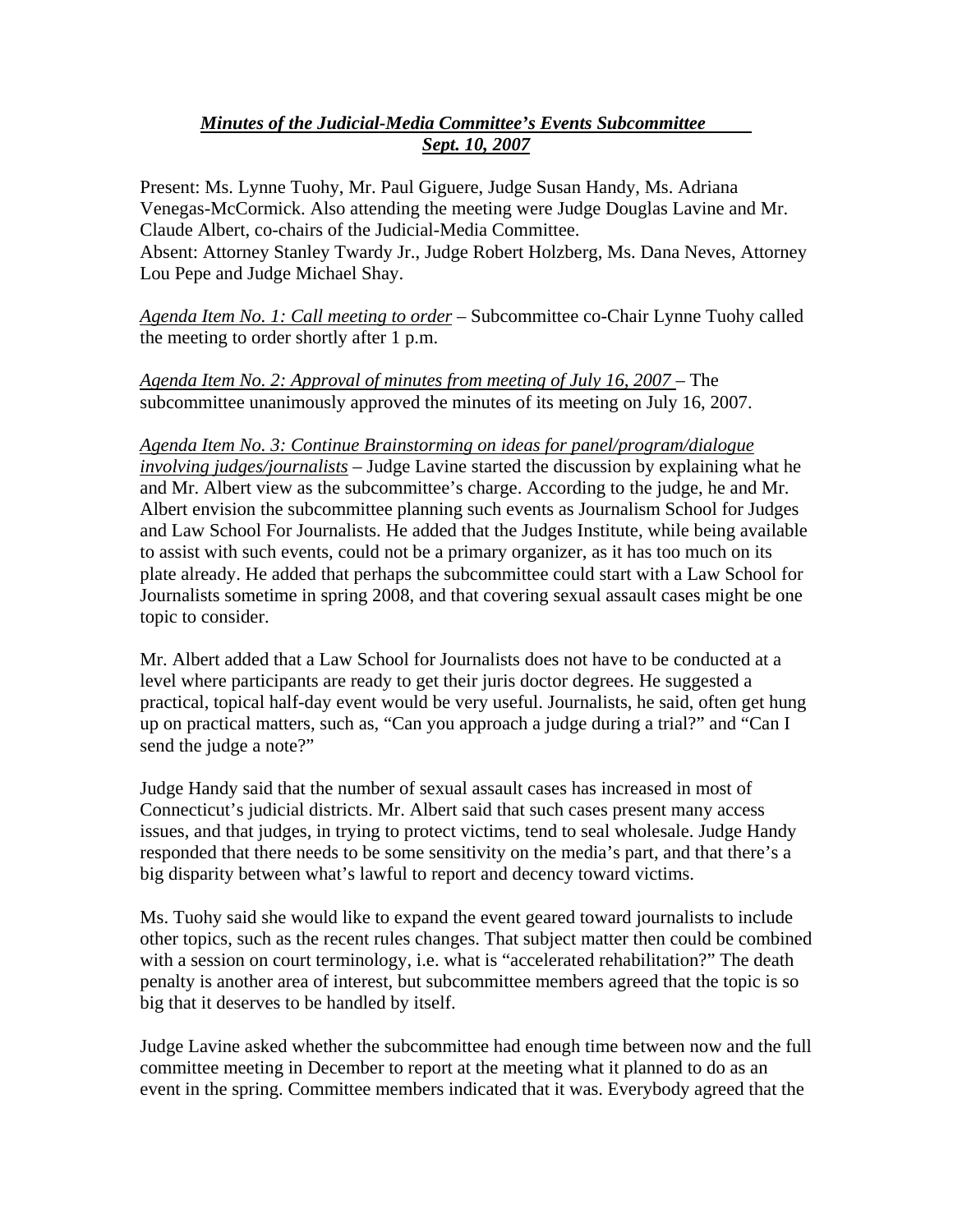***Minutes of the Judicial-Media Committee's Events Subcommittee***
***Sept. 10, 2007***

Present: Ms. Lynne Tuohy, Mr. Paul Giguere, Judge Susan Handy, Ms. Adriana Venegas-McCormick. Also attending the meeting were Judge Douglas Lavine and Mr. Claude Albert, co-chairs of the Judicial-Media Committee.
Absent: Attorney Stanley Twardy Jr., Judge Robert Holzberg, Ms. Dana Neves, Attorney Lou Pepe and Judge Michael Shay.

*Agenda Item No. 1: Call meeting to order* – Subcommittee co-Chair Lynne Tuohy called the meeting to order shortly after 1 p.m.

*Agenda Item No. 2: Approval of minutes from meeting of July 16, 2007* – The subcommittee unanimously approved the minutes of its meeting on July 16, 2007.

*Agenda Item No. 3: Continue Brainstorming on ideas for panel/program/dialogue involving judges/journalists* – Judge Lavine started the discussion by explaining what he and Mr. Albert view as the subcommittee's charge. According to the judge, he and Mr. Albert envision the subcommittee planning such events as Journalism School for Judges and Law School For Journalists. He added that the Judges Institute, while being available to assist with such events, could not be a primary organizer, as it has too much on its plate already. He added that perhaps the subcommittee could start with a Law School for Journalists sometime in spring 2008, and that covering sexual assault cases might be one topic to consider.

Mr. Albert added that a Law School for Journalists does not have to be conducted at a level where participants are ready to get their juris doctor degrees. He suggested a practical, topical half-day event would be very useful. Journalists, he said, often get hung up on practical matters, such as, "Can you approach a judge during a trial?" and "Can I send the judge a note?"

Judge Handy said that the number of sexual assault cases has increased in most of Connecticut's judicial districts. Mr. Albert said that such cases present many access issues, and that judges, in trying to protect victims, tend to seal wholesale. Judge Handy responded that there needs to be some sensitivity on the media's part, and that there's a big disparity between what's lawful to report and decency toward victims.

Ms. Tuohy said she would like to expand the event geared toward journalists to include other topics, such as the recent rules changes. That subject matter then could be combined with a session on court terminology, i.e. what is "accelerated rehabilitation?" The death penalty is another area of interest, but subcommittee members agreed that the topic is so big that it deserves to be handled by itself.

Judge Lavine asked whether the subcommittee had enough time between now and the full committee meeting in December to report at the meeting what it planned to do as an event in the spring. Committee members indicated that it was. Everybody agreed that the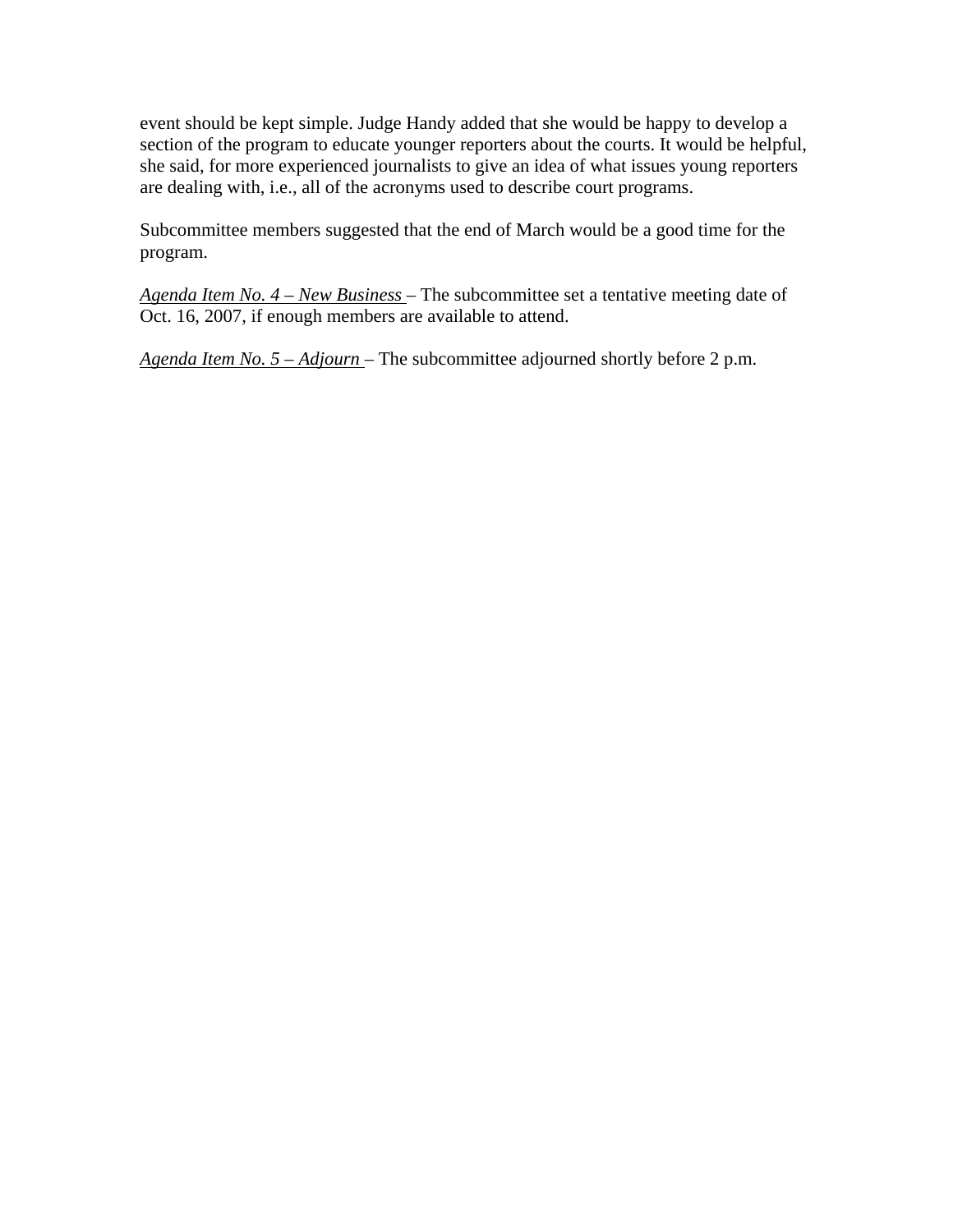event should be kept simple. Judge Handy added that she would be happy to develop a section of the program to educate younger reporters about the courts. It would be helpful, she said, for more experienced journalists to give an idea of what issues young reporters are dealing with, i.e., all of the acronyms used to describe court programs.

Subcommittee members suggested that the end of March would be a good time for the program.

*Agenda Item No. 4 – New Business* – The subcommittee set a tentative meeting date of Oct. 16, 2007, if enough members are available to attend.

*Agenda Item No. 5 – Adjourn* – The subcommittee adjourned shortly before 2 p.m.